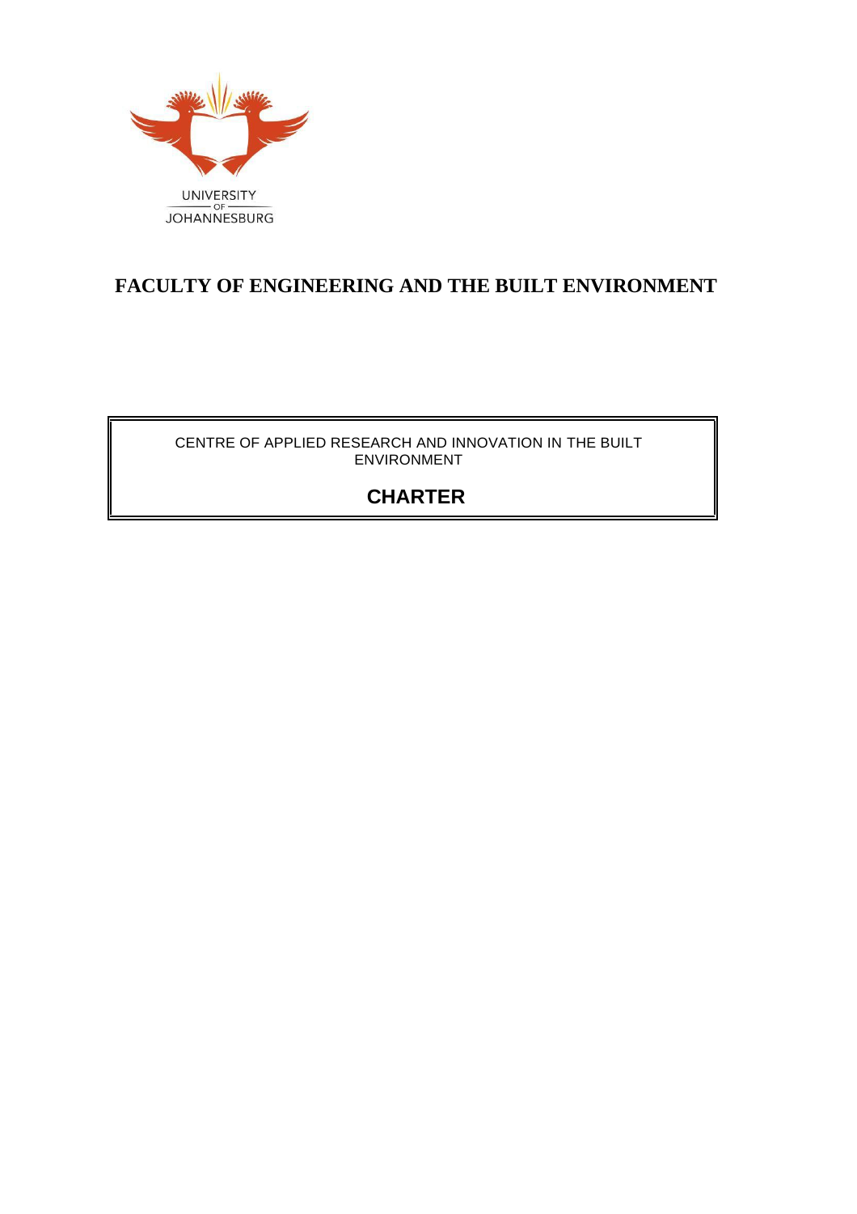UNIVERSITY OF JOHANNESBURG

# FACULTY OF ENGINEERING AND THE BUILT ENVIRONMENT

CENTRE OF APPLIED RESEARCH AND INNOVATION IN THE BUILT ENVIRONMENT

## CHARTER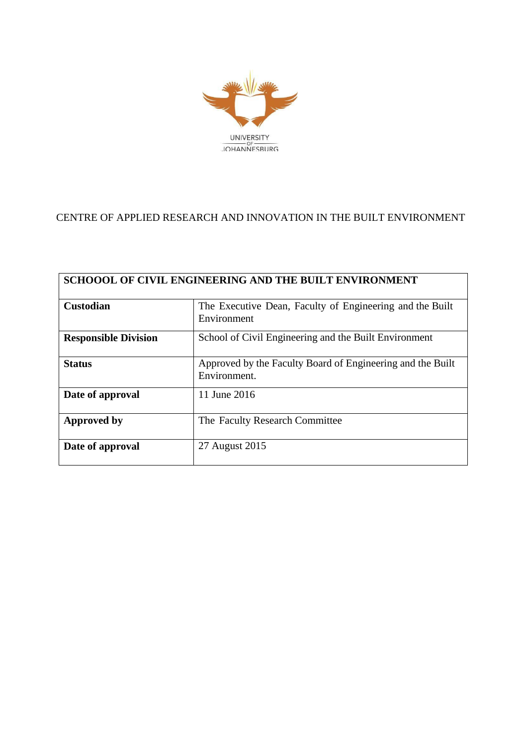UNIVERSITY OF JOHANNESBURG

CENTRE OF APPLIED RESEARCH AND INNOVATION IN THE BUILT ENVIRONMENT

| **SCHOOOL OF CIVIL ENGINEERING AND THE BUILT ENVIRONMENT** | |
|---|---|
| **Custodian** | The Executive Dean, Faculty of Engineering and the Built Environment |
| **Responsible Division** | School of Civil Engineering and the Built Environment |
| **Status** | Approved by the Faculty Board of Engineering and the Built Environment. |
| **Date of approval** | 11 June 2016 |
| **Approved by** | The Faculty Research Committee |
| **Date of approval** | 27 August 2015 |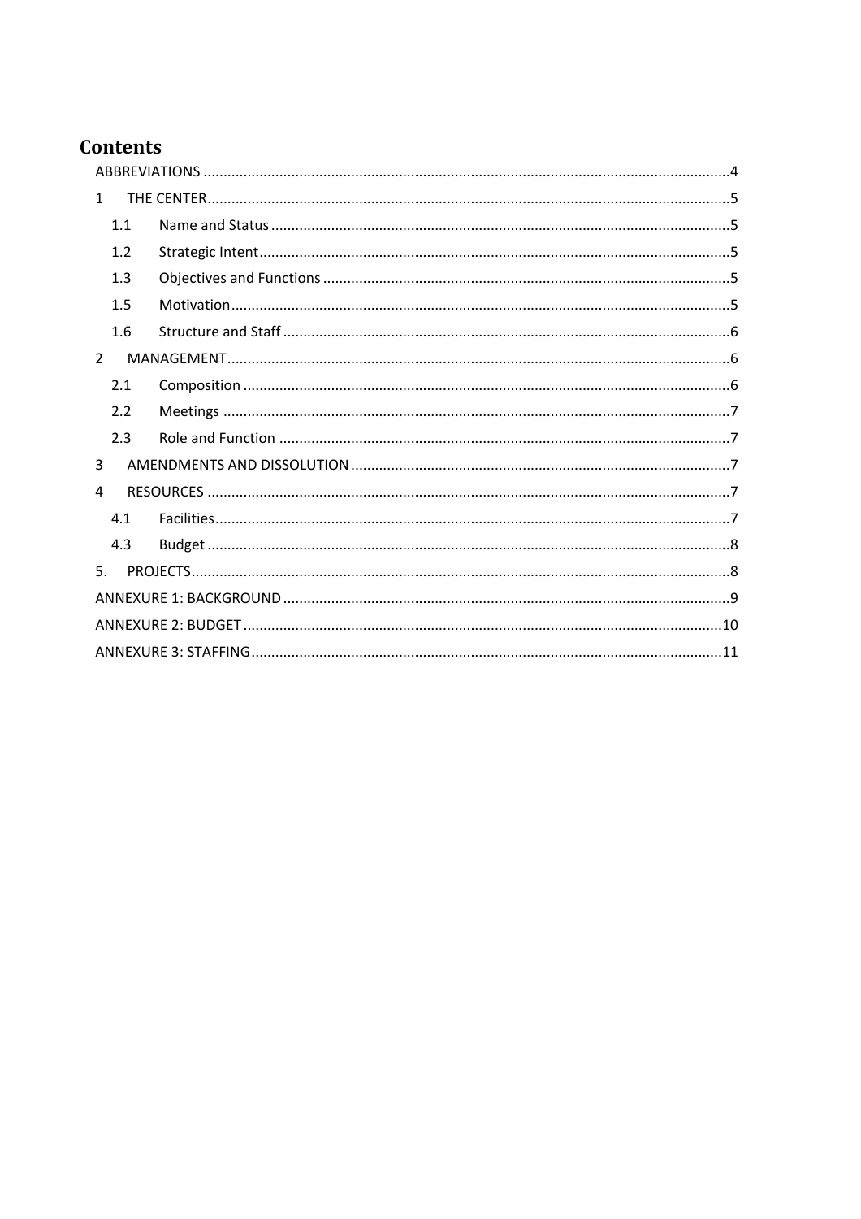# Contents

ABBREVIATIONS ....................................................................................................................4

1 THE CENTER....................................................................................................................5

- 1.1 Name and Status ....................................................................................................5
- 1.2 Strategic Intent.......................................................................................................5
- 1.3 Objectives and Functions .......................................................................................5
- 1.5 Motivation..............................................................................................................5
- 1.6 Structure and Staff .................................................................................................6

2 MANAGEMENT...............................................................................................................6

- 2.1 Composition ...........................................................................................................6
- 2.2 Meetings ................................................................................................................7
- 2.3 Role and Function ..................................................................................................7

3 AMENDMENTS AND DISSOLUTION ..................................................................................7

4 RESOURCES ....................................................................................................................7

- 4.1 Facilities..................................................................................................................7
- 4.3 Budget ....................................................................................................................8

5. PROJECTS.......................................................................................................................8

ANNEXURE 1: BACKGROUND ................................................................................................9

ANNEXURE 2: BUDGET ........................................................................................................10

ANNEXURE 3: STAFFING.......................................................................................................11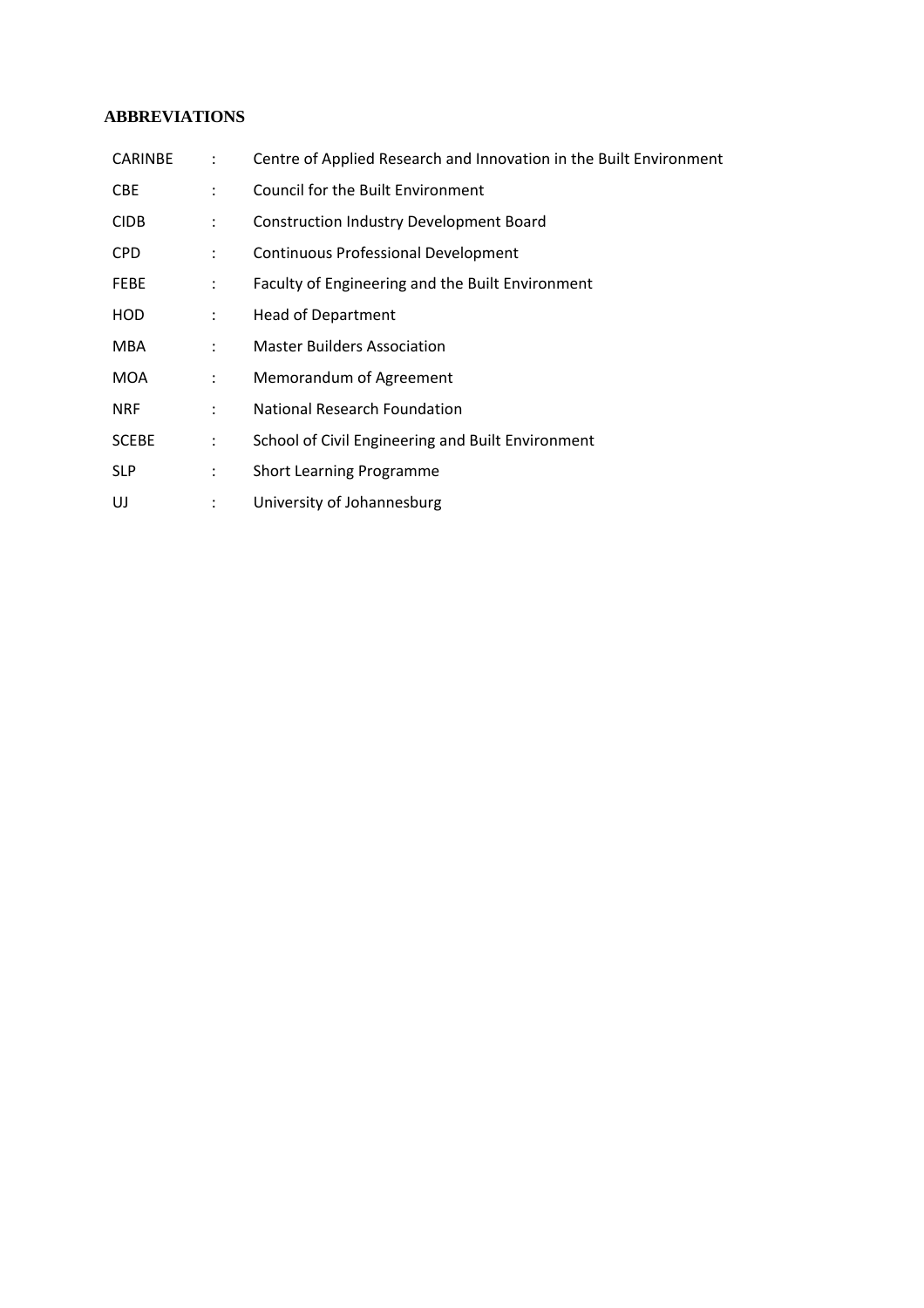## ABBREVIATIONS

| | | |
|---|---|---|
| CARINBE | : | Centre of Applied Research and Innovation in the Built Environment |
| CBE | : | Council for the Built Environment |
| CIDB | : | Construction Industry Development Board |
| CPD | : | Continuous Professional Development |
| FEBE | : | Faculty of Engineering and the Built Environment |
| HOD | : | Head of Department |
| MBA | : | Master Builders Association |
| MOA | : | Memorandum of Agreement |
| NRF | : | National Research Foundation |
| SCEBE | : | School of Civil Engineering and Built Environment |
| SLP | : | Short Learning Programme |
| UJ | : | University of Johannesburg |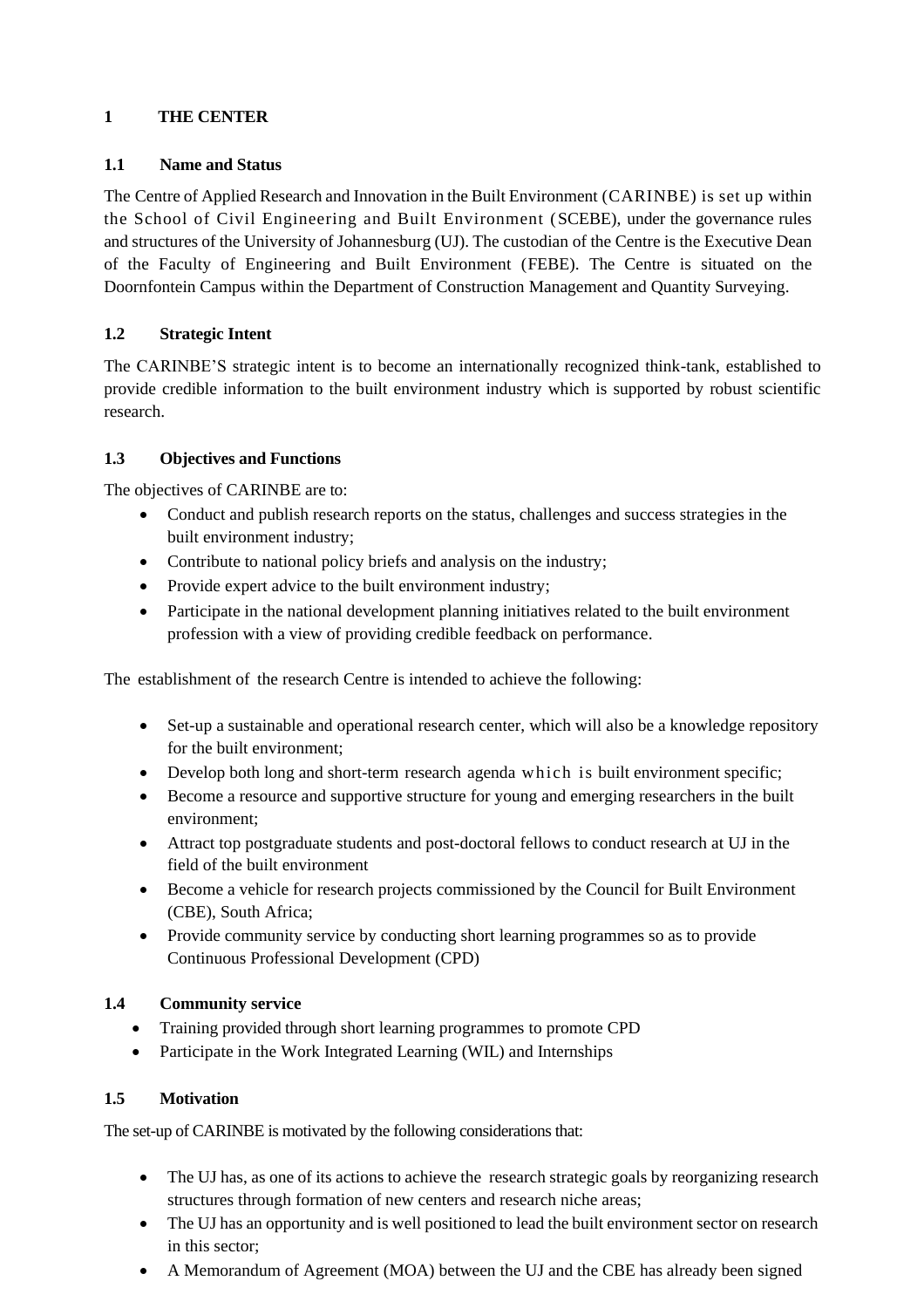# 1 THE CENTER

## 1.1 Name and Status

The Centre of Applied Research and Innovation in the Built Environment (CARINBE) is set up within the School of Civil Engineering and Built Environment (SCEBE), under the governance rules and structures of the University of Johannesburg (UJ). The custodian of the Centre is the Executive Dean of the Faculty of Engineering and Built Environment (FEBE). The Centre is situated on the Doornfontein Campus within the Department of Construction Management and Quantity Surveying.

## 1.2 Strategic Intent

The CARINBE'S strategic intent is to become an internationally recognized think-tank, established to provide credible information to the built environment industry which is supported by robust scientific research.

## 1.3 Objectives and Functions

The objectives of CARINBE are to:

- Conduct and publish research reports on the status, challenges and success strategies in the built environment industry;
- Contribute to national policy briefs and analysis on the industry;
- Provide expert advice to the built environment industry;
- Participate in the national development planning initiatives related to the built environment profession with a view of providing credible feedback on performance.

The establishment of the research Centre is intended to achieve the following:

- Set-up a sustainable and operational research center, which will also be a knowledge repository for the built environment;
- Develop both long and short-term research agenda which is built environment specific;
- Become a resource and supportive structure for young and emerging researchers in the built environment;
- Attract top postgraduate students and post-doctoral fellows to conduct research at UJ in the field of the built environment
- Become a vehicle for research projects commissioned by the Council for Built Environment (CBE), South Africa;
- Provide community service by conducting short learning programmes so as to provide Continuous Professional Development (CPD)

## 1.4 Community service

- Training provided through short learning programmes to promote CPD
- Participate in the Work Integrated Learning (WIL) and Internships

## 1.5 Motivation

The set-up of CARINBE is motivated by the following considerations that:

- The UJ has, as one of its actions to achieve the research strategic goals by reorganizing research structures through formation of new centers and research niche areas;
- The UJ has an opportunity and is well positioned to lead the built environment sector on research in this sector;
- A Memorandum of Agreement (MOA) between the UJ and the CBE has already been signed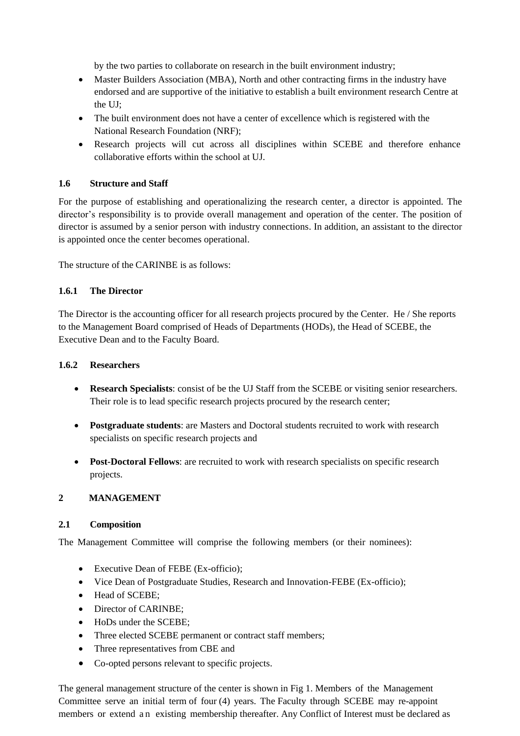by the two parties to collaborate on research in the built environment industry;

- Master Builders Association (MBA), North and other contracting firms in the industry have endorsed and are supportive of the initiative to establish a built environment research Centre at the UJ;
- The built environment does not have a center of excellence which is registered with the National Research Foundation (NRF);
- Research projects will cut across all disciplines within SCEBE and therefore enhance collaborative efforts within the school at UJ.

### 1.6 Structure and Staff

For the purpose of establishing and operationalizing the research center, a director is appointed. The director's responsibility is to provide overall management and operation of the center. The position of director is assumed by a senior person with industry connections. In addition, an assistant to the director is appointed once the center becomes operational.

The structure of the CARINBE is as follows:

#### 1.6.1 The Director

The Director is the accounting officer for all research projects procured by the Center. He / She reports to the Management Board comprised of Heads of Departments (HODs), the Head of SCEBE, the Executive Dean and to the Faculty Board.

#### 1.6.2 Researchers

- **Research Specialists**: consist of be the UJ Staff from the SCEBE or visiting senior researchers. Their role is to lead specific research projects procured by the research center;
- **Postgraduate students**: are Masters and Doctoral students recruited to work with research specialists on specific research projects and
- **Post-Doctoral Fellows**: are recruited to work with research specialists on specific research projects.

## 2 MANAGEMENT

### 2.1 Composition

The Management Committee will comprise the following members (or their nominees):

- Executive Dean of FEBE (Ex-officio);
- Vice Dean of Postgraduate Studies, Research and Innovation-FEBE (Ex-officio);
- Head of SCEBE;
- Director of CARINBE;
- HoDs under the SCEBE;
- Three elected SCEBE permanent or contract staff members;
- Three representatives from CBE and
- Co-opted persons relevant to specific projects.

The general management structure of the center is shown in Fig 1. Members of the Management Committee serve an initial term of four (4) years. The Faculty through SCEBE may re-appoint members or extend an existing membership thereafter. Any Conflict of Interest must be declared as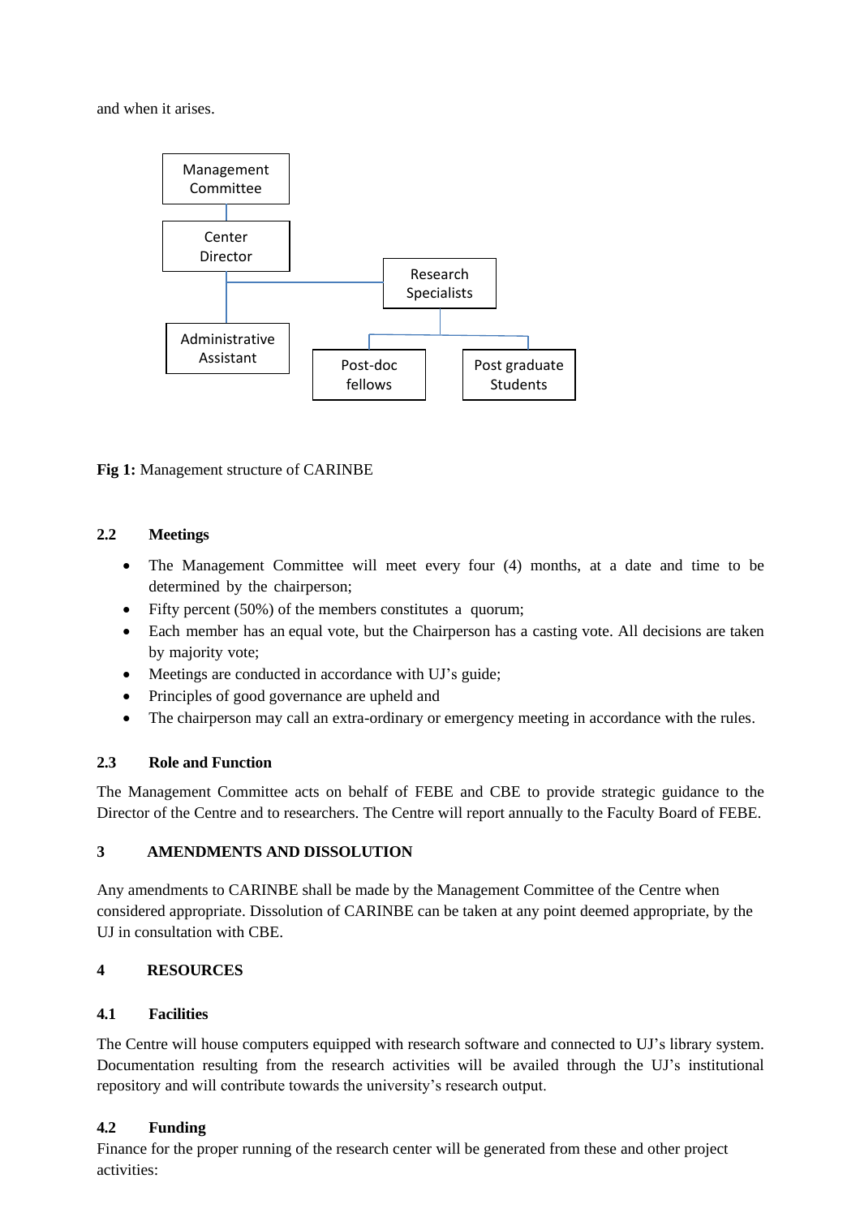and when it arises.

**Fig 1:** Management structure of CARINBE

### 2.2 Meetings

- The Management Committee will meet every four (4) months, at a date and time to be determined by the chairperson;
- Fifty percent (50%) of the members constitutes a quorum;
- Each member has an equal vote, but the Chairperson has a casting vote. All decisions are taken by majority vote;
- Meetings are conducted in accordance with UJ's guide;
- Principles of good governance are upheld and
- The chairperson may call an extra-ordinary or emergency meeting in accordance with the rules.

### 2.3 Role and Function

The Management Committee acts on behalf of FEBE and CBE to provide strategic guidance to the Director of the Centre and to researchers. The Centre will report annually to the Faculty Board of FEBE.

## 3 AMENDMENTS AND DISSOLUTION

Any amendments to CARINBE shall be made by the Management Committee of the Centre when considered appropriate. Dissolution of CARINBE can be taken at any point deemed appropriate, by the UJ in consultation with CBE.

## 4 RESOURCES

### 4.1 Facilities

The Centre will house computers equipped with research software and connected to UJ's library system. Documentation resulting from the research activities will be availed through the UJ's institutional repository and will contribute towards the university's research output.

### 4.2 Funding

Finance for the proper running of the research center will be generated from these and other project activities: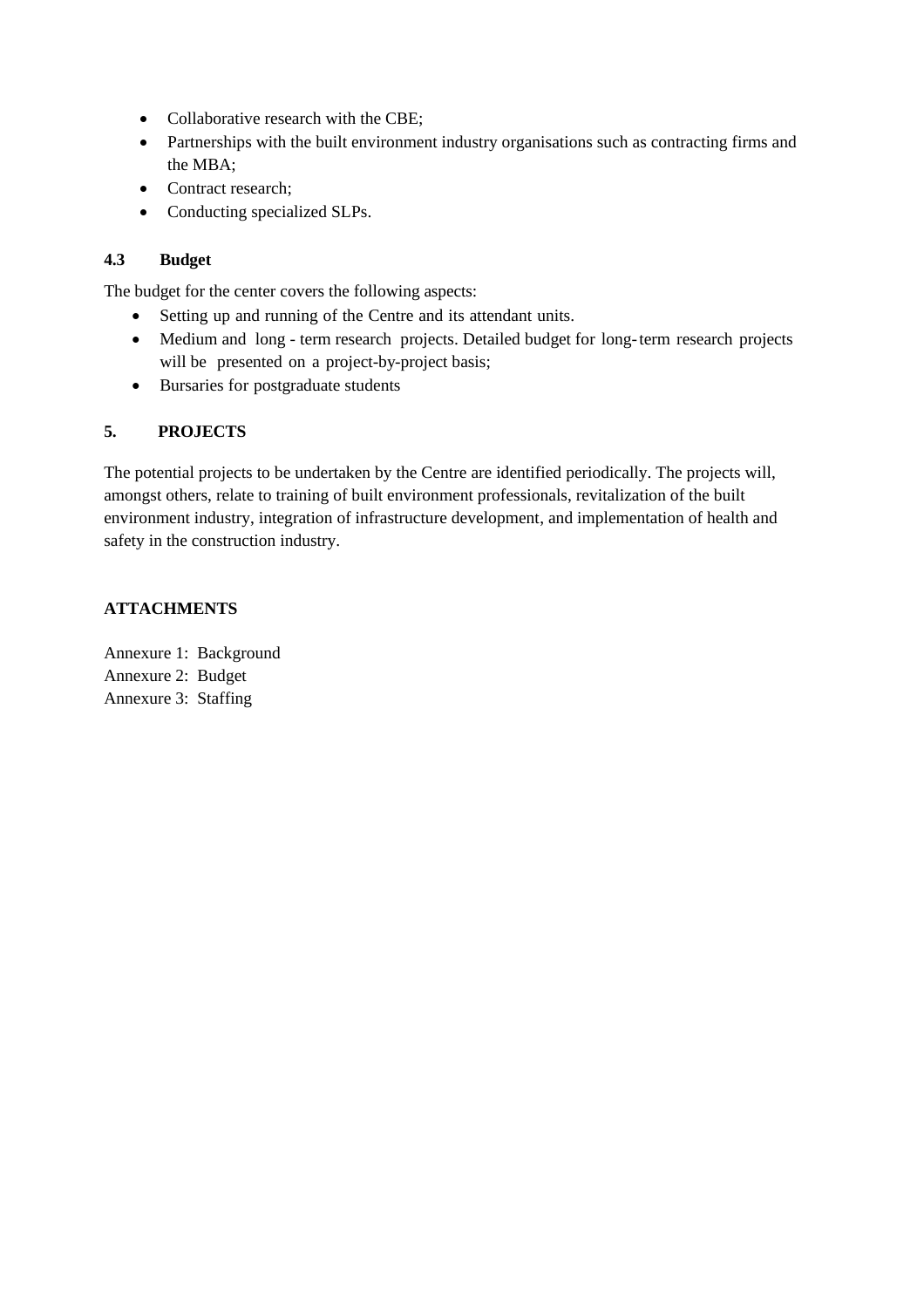- Collaborative research with the CBE;
- Partnerships with the built environment industry organisations such as contracting firms and the MBA;
- Contract research;
- Conducting specialized SLPs.

### 4.3 Budget

The budget for the center covers the following aspects:

- Setting up and running of the Centre and its attendant units.
- Medium and long - term research projects. Detailed budget for long-term research projects will be presented on a project-by-project basis;
- Bursaries for postgraduate students

## 5. PROJECTS

The potential projects to be undertaken by the Centre are identified periodically. The projects will, amongst others, relate to training of built environment professionals, revitalization of the built environment industry, integration of infrastructure development, and implementation of health and safety in the construction industry.

## ATTACHMENTS

Annexure 1: Background
Annexure 2: Budget
Annexure 3: Staffing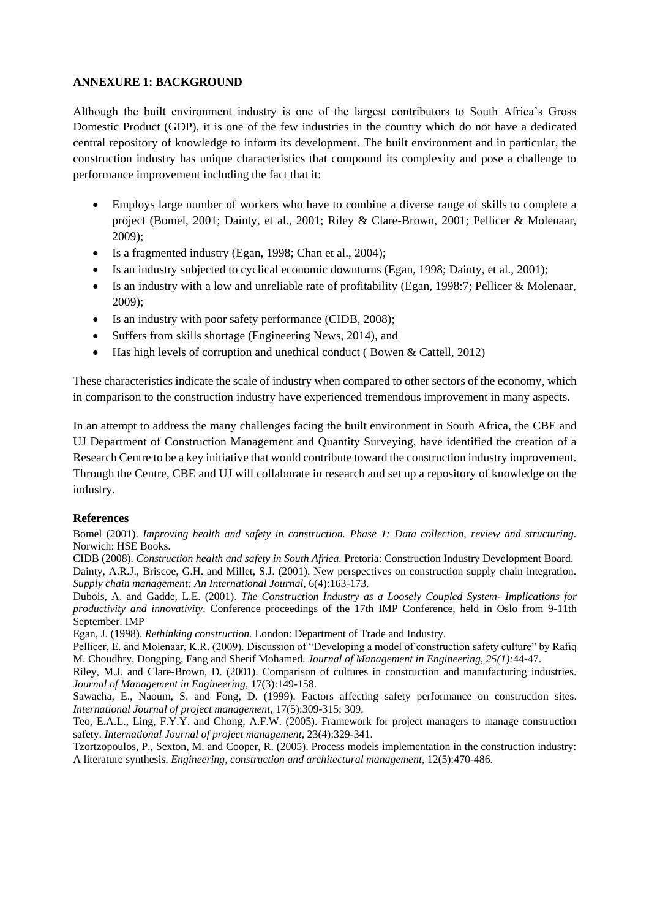**ANNEXURE 1: BACKGROUND**

Although the built environment industry is one of the largest contributors to South Africa's Gross Domestic Product (GDP), it is one of the few industries in the country which do not have a dedicated central repository of knowledge to inform its development. The built environment and in particular, the construction industry has unique characteristics that compound its complexity and pose a challenge to performance improvement including the fact that it:

- Employs large number of workers who have to combine a diverse range of skills to complete a project (Bomel, 2001; Dainty, et al., 2001; Riley & Clare-Brown, 2001; Pellicer & Molenaar, 2009);
- Is a fragmented industry (Egan, 1998; Chan et al., 2004);
- Is an industry subjected to cyclical economic downturns (Egan, 1998; Dainty, et al., 2001);
- Is an industry with a low and unreliable rate of profitability (Egan, 1998:7; Pellicer & Molenaar, 2009);
- Is an industry with poor safety performance (CIDB, 2008);
- Suffers from skills shortage (Engineering News, 2014), and
- Has high levels of corruption and unethical conduct ( Bowen & Cattell, 2012)

These characteristics indicate the scale of industry when compared to other sectors of the economy, which in comparison to the construction industry have experienced tremendous improvement in many aspects.

In an attempt to address the many challenges facing the built environment in South Africa, the CBE and UJ Department of Construction Management and Quantity Surveying, have identified the creation of a Research Centre to be a key initiative that would contribute toward the construction industry improvement. Through the Centre, CBE and UJ will collaborate in research and set up a repository of knowledge on the industry.

**References**

Bomel (2001). *Improving health and safety in construction. Phase 1: Data collection, review and structuring.* Norwich: HSE Books.

CIDB (2008). *Construction health and safety in South Africa.* Pretoria: Construction Industry Development Board.

Dainty, A.R.J., Briscoe, G.H. and Millet, S.J. (2001). New perspectives on construction supply chain integration. *Supply chain management: An International Journal,* 6(4):163-173.

Dubois, A. and Gadde, L.E. (2001). *The Construction Industry as a Loosely Coupled System- Implications for productivity and innovativity*. Conference proceedings of the 17th IMP Conference, held in Oslo from 9-11th September. IMP

Egan, J. (1998). *Rethinking construction.* London: Department of Trade and Industry.

Pellicer, E. and Molenaar, K.R. (2009). Discussion of "Developing a model of construction safety culture" by Rafiq M. Choudhry, Dongping, Fang and Sherif Mohamed. *Journal of Management in Engineering, 25(1):*44-47.

Riley, M.J. and Clare-Brown, D. (2001). Comparison of cultures in construction and manufacturing industries. *Journal of Management in Engineering,* 17(3):149-158.

Sawacha, E., Naoum, S. and Fong, D. (1999). Factors affecting safety performance on construction sites. *International Journal of project management,* 17(5):309-315; 309.

Teo, E.A.L., Ling, F.Y.Y. and Chong, A.F.W. (2005). Framework for project managers to manage construction safety. *International Journal of project management,* 23(4):329-341.

Tzortzopoulos, P., Sexton, M. and Cooper, R. (2005). Process models implementation in the construction industry: A literature synthesis. *Engineering, construction and architectural management,* 12(5):470-486.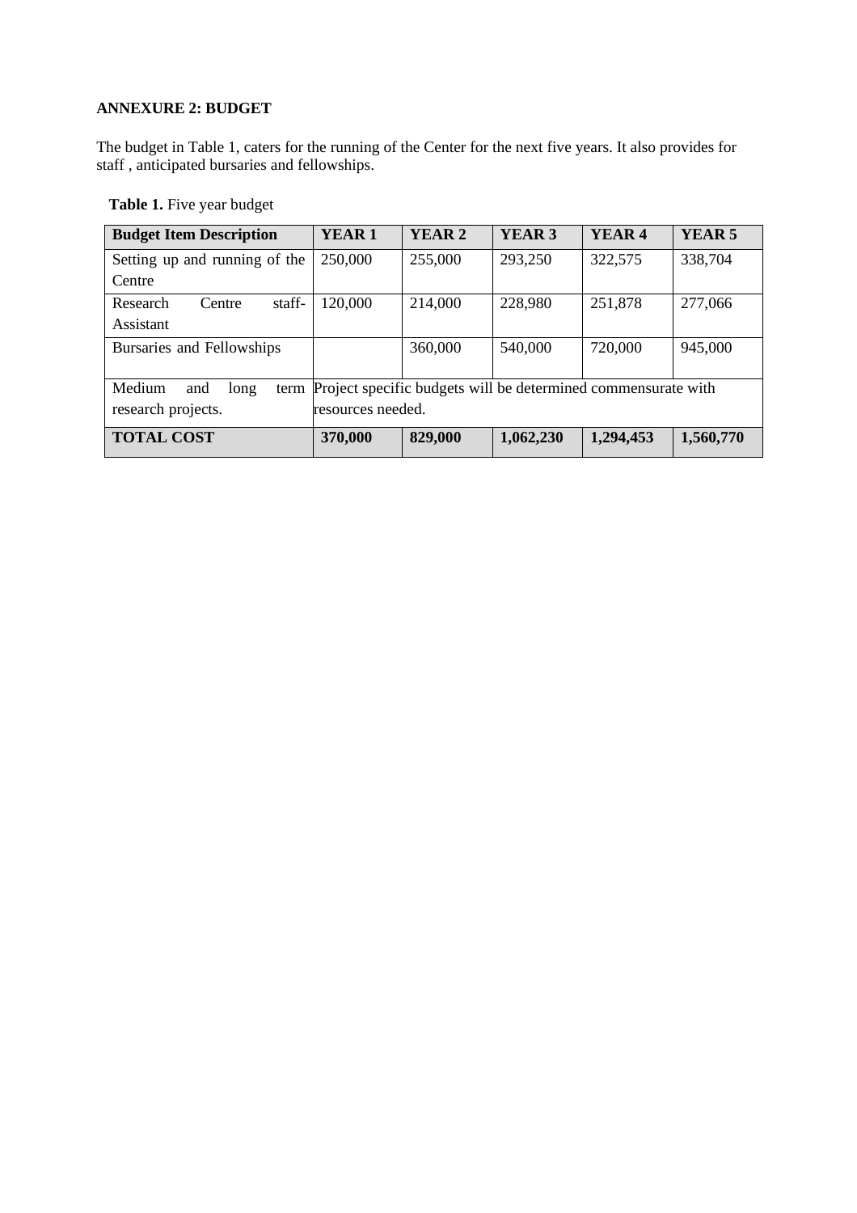**ANNEXURE 2: BUDGET**

The budget in Table 1, caters for the running of the Center for the next five years. It also provides for staff , anticipated bursaries and fellowships.

**Table 1.** Five year budget

| **Budget Item Description** | **YEAR 1** | **YEAR 2** | **YEAR 3** | **YEAR 4** | **YEAR 5** |
|---|---|---|---|---|---|
| Setting up and running of the Centre | 250,000 | 255,000 | 293,250 | 322,575 | 338,704 |
| Research Centre staff-Assistant | 120,000 | 214,000 | 228,980 | 251,878 | 277,066 |
| Bursaries and Fellowships | | 360,000 | 540,000 | 720,000 | 945,000 |
| Medium and long term research projects. | Project specific budgets will be determined commensurate with resources needed. | | | | |
| **TOTAL COST** | **370,000** | **829,000** | **1,062,230** | **1,294,453** | **1,560,770** |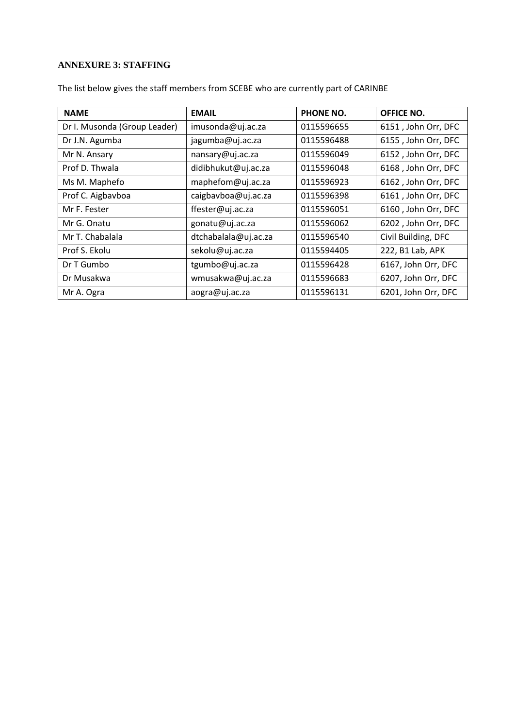## ANNEXURE 3: STAFFING

The list below gives the staff members from SCEBE who are currently part of CARINBE

| NAME | EMAIL | PHONE NO. | OFFICE NO. |
|---|---|---|---|
| Dr I. Musonda (Group Leader) | imusonda@uj.ac.za | 0115596655 | 6151 , John Orr, DFC |
| Dr J.N. Agumba | jagumba@uj.ac.za | 0115596488 | 6155 , John Orr, DFC |
| Mr N. Ansary | nansary@uj.ac.za | 0115596049 | 6152 , John Orr, DFC |
| Prof D. Thwala | didibhukut@uj.ac.za | 0115596048 | 6168 , John Orr, DFC |
| Ms M. Maphefo | maphefom@uj.ac.za | 0115596923 | 6162 , John Orr, DFC |
| Prof C. Aigbavboa | caigbavboa@uj.ac.za | 0115596398 | 6161 , John Orr, DFC |
| Mr F. Fester | ffester@uj.ac.za | 0115596051 | 6160 , John Orr, DFC |
| Mr G. Onatu | gonatu@uj.ac.za | 0115596062 | 6202 , John Orr, DFC |
| Mr T. Chabalala | dtchabalala@uj.ac.za | 0115596540 | Civil Building, DFC |
| Prof S. Ekolu | sekolu@uj.ac.za | 0115594405 | 222, B1 Lab, APK |
| Dr T Gumbo | tgumbo@uj.ac.za | 0115596428 | 6167, John Orr, DFC |
| Dr Musakwa | wmusakwa@uj.ac.za | 0115596683 | 6207, John Orr, DFC |
| Mr A. Ogra | aogra@uj.ac.za | 0115596131 | 6201, John Orr, DFC |